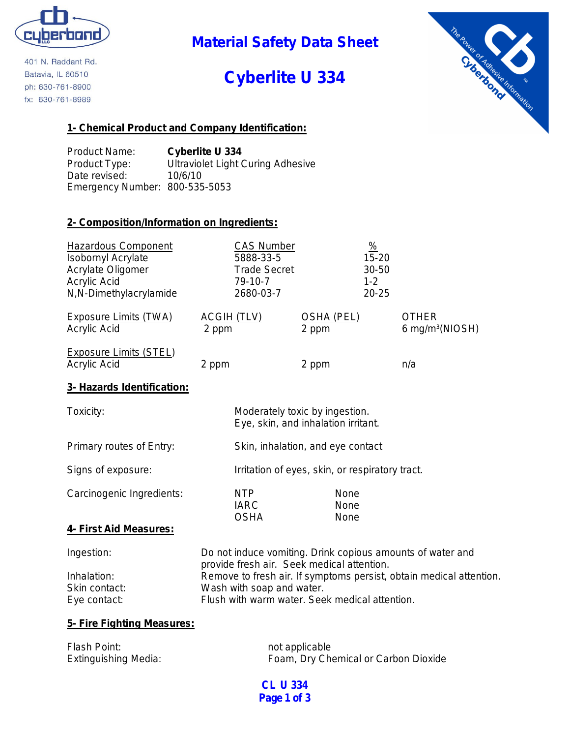401 N. Raddant Rd.
Batavia, IL 60510
ph: 630-761-8900
fx: 630-761-8989

# Material Safety Data Sheet

# Cyberlite U 334

## 1- Chemical Product and Company Identification:

Product Name: **Cyberlite U 334**
Product Type: Ultraviolet Light Curing Adhesive
Date revised: 10/6/10
Emergency Number: 800-535-5053

## 2- Composition/Information on Ingredients:

| Hazardous Component | CAS Number | % |
|---|---|---|
| Isobornyl Acrylate | 5888-33-5 | 15-20 |
| Acrylate Oligomer | Trade Secret | 30-50 |
| Acrylic Acid | 79-10-7 | 1-2 |
| N,N-Dimethylacrylamide | 2680-03-7 | 20-25 |

| Exposure Limits (TWA) | ACGIH (TLV) | OSHA (PEL) | OTHER |
|---|---|---|---|
| Acrylic Acid | 2 ppm | 2 ppm | 6 mg/m³(NIOSH) |

| Exposure Limits (STEL) | | | |
|---|---|---|---|
| Acrylic Acid | 2 ppm | 2 ppm | n/a |

## 3- Hazards Identification:

Toxicity: Moderately toxic by ingestion.
Eye, skin, and inhalation irritant.

Primary routes of Entry: Skin, inhalation, and eye contact

Signs of exposure: Irritation of eyes, skin, or respiratory tract.

Carcinogenic Ingredients:

| | |
|---|---|
| NTP | None |
| IARC | None |
| OSHA | None |

## 4- First Aid Measures:

Ingestion: Do not induce vomiting. Drink copious amounts of water and provide fresh air. Seek medical attention.
Inhalation: Remove to fresh air. If symptoms persist, obtain medical attention.
Skin contact: Wash with soap and water.
Eye contact: Flush with warm water. Seek medical attention.

## 5- Fire Fighting Measures:

Flash Point: not applicable
Extinguishing Media: Foam, Dry Chemical or Carbon Dioxide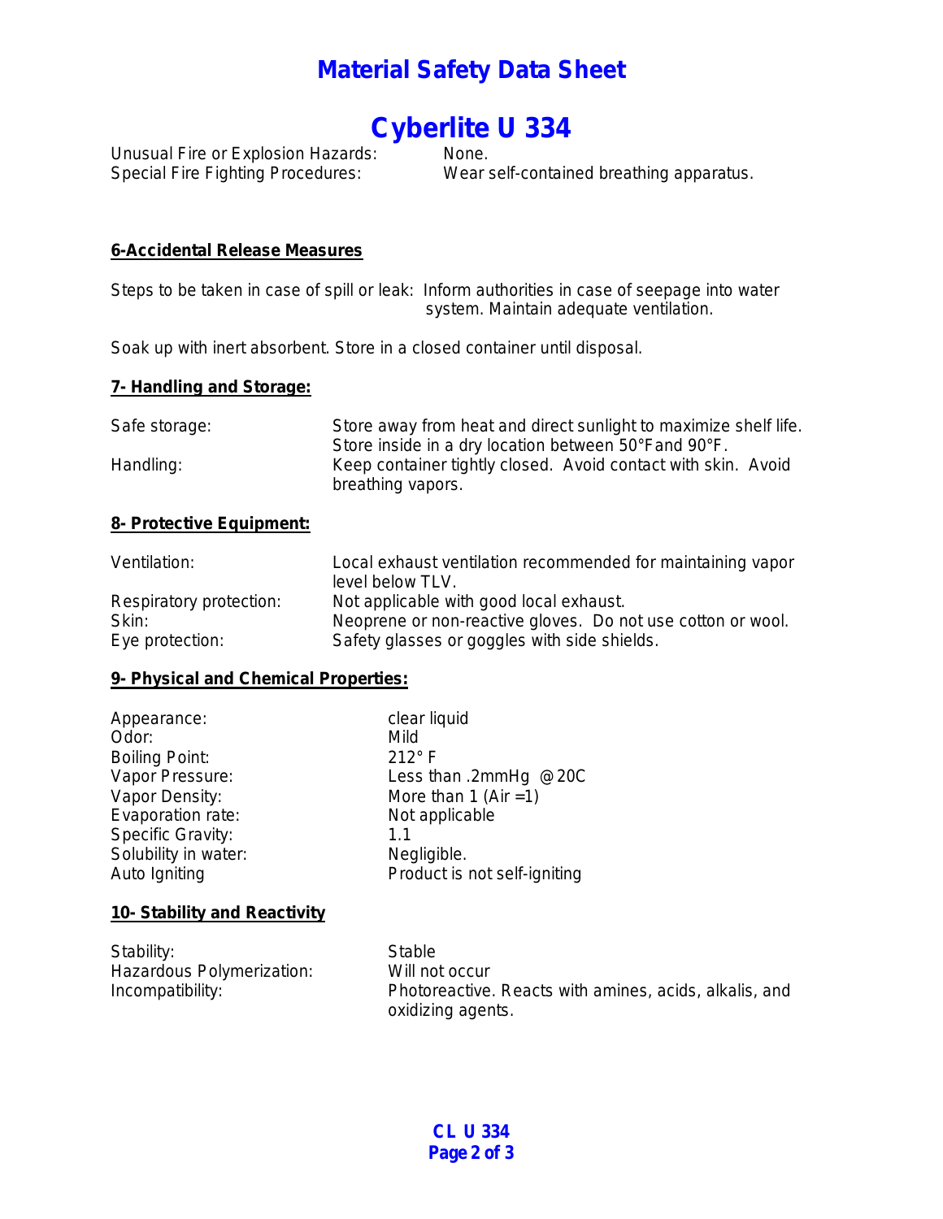# Material Safety Data Sheet

# Cyberlite U 334

Unusual Fire or Explosion Hazards: None.
Special Fire Fighting Procedures: Wear self-contained breathing apparatus.

## 6-Accidental Release Measures

Steps to be taken in case of spill or leak: Inform authorities in case of seepage into water system. Maintain adequate ventilation.

Soak up with inert absorbent. Store in a closed container until disposal.

## 7- Handling and Storage:

| | |
|---|---|
| Safe storage: | Store away from heat and direct sunlight to maximize shelf life. Store inside in a dry location between 50°F and 90°F. |
| Handling: | Keep container tightly closed. Avoid contact with skin. Avoid breathing vapors. |

## 8- Protective Equipment:

| | |
|---|---|
| Ventilation: | Local exhaust ventilation recommended for maintaining vapor level below TLV. |
| Respiratory protection: | Not applicable with good local exhaust. |
| Skin: | Neoprene or non-reactive gloves. Do not use cotton or wool. |
| Eye protection: | Safety glasses or goggles with side shields. |

## 9- Physical and Chemical Properties:

| | |
|---|---|
| Appearance: | clear liquid |
| Odor: | Mild |
| Boiling Point: | 212° F |
| Vapor Pressure: | Less than .2mmHg @20C |
| Vapor Density: | More than 1 (Air =1) |
| Evaporation rate: | Not applicable |
| Specific Gravity: | 1.1 |
| Solubility in water: | Negligible. |
| Auto Igniting | Product is not self-igniting |

## 10- Stability and Reactivity

| | |
|---|---|
| Stability: | Stable |
| Hazardous Polymerization: | Will not occur |
| Incompatibility: | Photoreactive. Reacts with amines, acids, alkalis, and oxidizing agents. |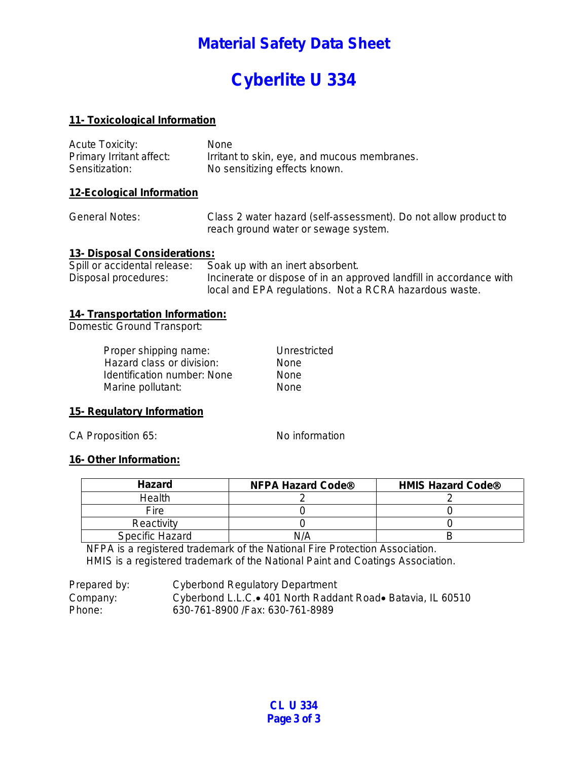# Material Safety Data Sheet

# Cyberlite U 334

## 11- Toxicological Information

| | |
|---|---|
| Acute Toxicity: | None |
| Primary Irritant affect: | Irritant to skin, eye, and mucous membranes. |
| Sensitization: | No sensitizing effects known. |

## 12-Ecological Information

| | |
|---|---|
| General Notes: | Class 2 water hazard (self-assessment). Do not allow product to reach ground water or sewage system. |

## 13- Disposal Considerations:

| | |
|---|---|
| Spill or accidental release: | Soak up with an inert absorbent. |
| Disposal procedures: | Incinerate or dispose of in an approved landfill in accordance with local and EPA regulations. Not a RCRA hazardous waste. |

## 14- Transportation Information:

Domestic Ground Transport:

| | |
|---|---|
| Proper shipping name: | Unrestricted |
| Hazard class or division: | None |
| Identification number: None | None |
| Marine pollutant: | None |

## 15- Regulatory Information

CA Proposition 65: No information

## 16- Other Information:

| Hazard | NFPA Hazard Code® | HMIS Hazard Code® |
|---|---|---|
| Health | 2 | 2 |
| Fire | 0 | 0 |
| Reactivity | 0 | 0 |
| Specific Hazard | N/A | B |

NFPA is a registered trademark of the National Fire Protection Association.
HMIS is a registered trademark of the National Paint and Coatings Association.

| | |
|---|---|
| Prepared by: | Cyberbond Regulatory Department |
| Company: | Cyberbond L.L.C.• 401 North Raddant Road• Batavia, IL 60510 |
| Phone: | 630-761-8900 /Fax: 630-761-8989 |